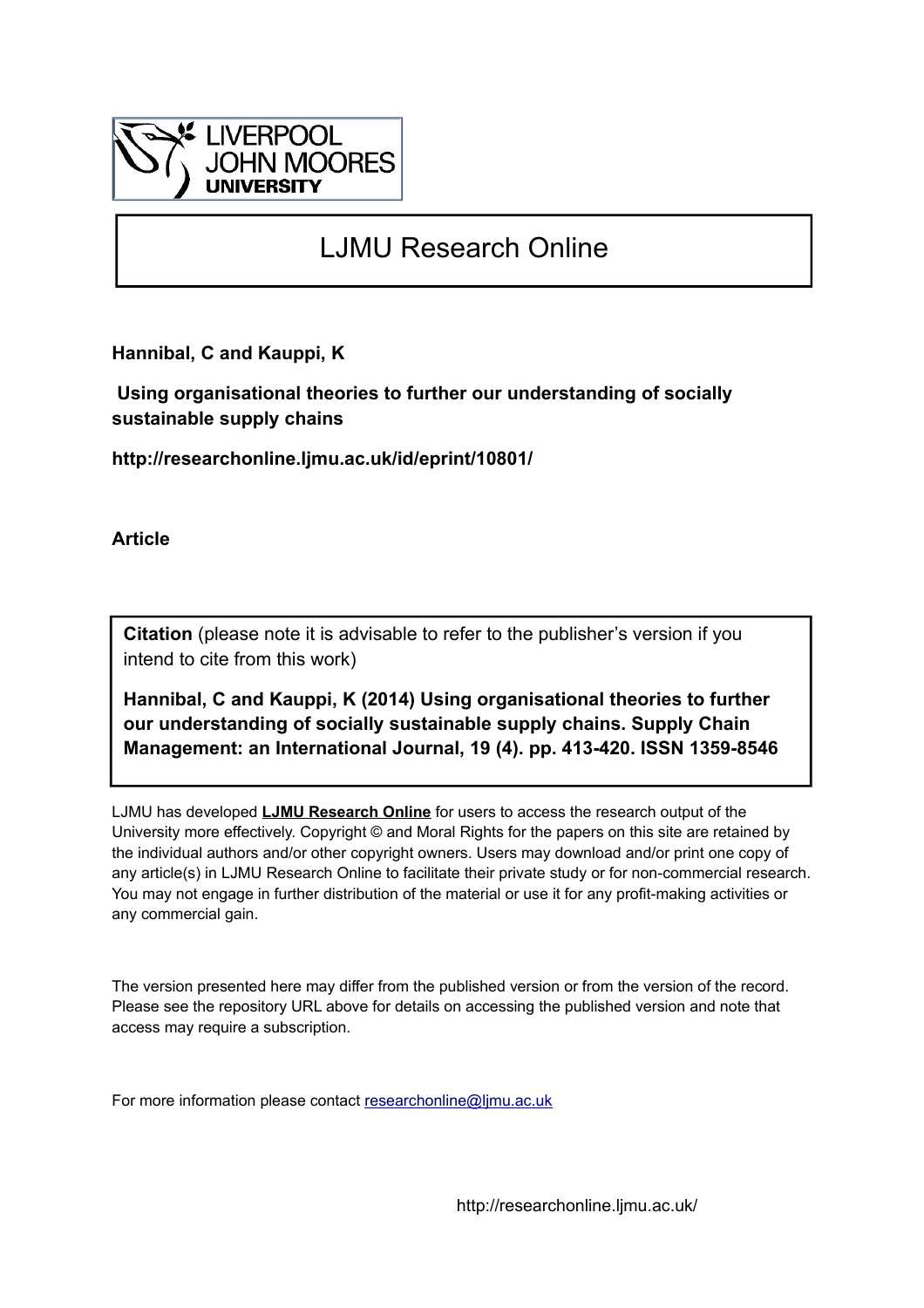LIVERPOOL JOHN MOORES UNIVERSITY

# LJMU Research Online

**Hannibal, C and Kauppi, K**

**Using organisational theories to further our understanding of socially sustainable supply chains**

**http://researchonline.ljmu.ac.uk/id/eprint/10801/**

**Article**

**Citation** (please note it is advisable to refer to the publisher's version if you intend to cite from this work)

**Hannibal, C and Kauppi, K (2014) Using organisational theories to further our understanding of socially sustainable supply chains. Supply Chain Management: an International Journal, 19 (4). pp. 413-420. ISSN 1359-8546**

LJMU has developed **LJMU Research Online** for users to access the research output of the University more effectively. Copyright © and Moral Rights for the papers on this site are retained by the individual authors and/or other copyright owners. Users may download and/or print one copy of any article(s) in LJMU Research Online to facilitate their private study or for non-commercial research. You may not engage in further distribution of the material or use it for any profit-making activities or any commercial gain.

The version presented here may differ from the published version or from the version of the record. Please see the repository URL above for details on accessing the published version and note that access may require a subscription.

For more information please contact researchonline@ljmu.ac.uk

http://researchonline.ljmu.ac.uk/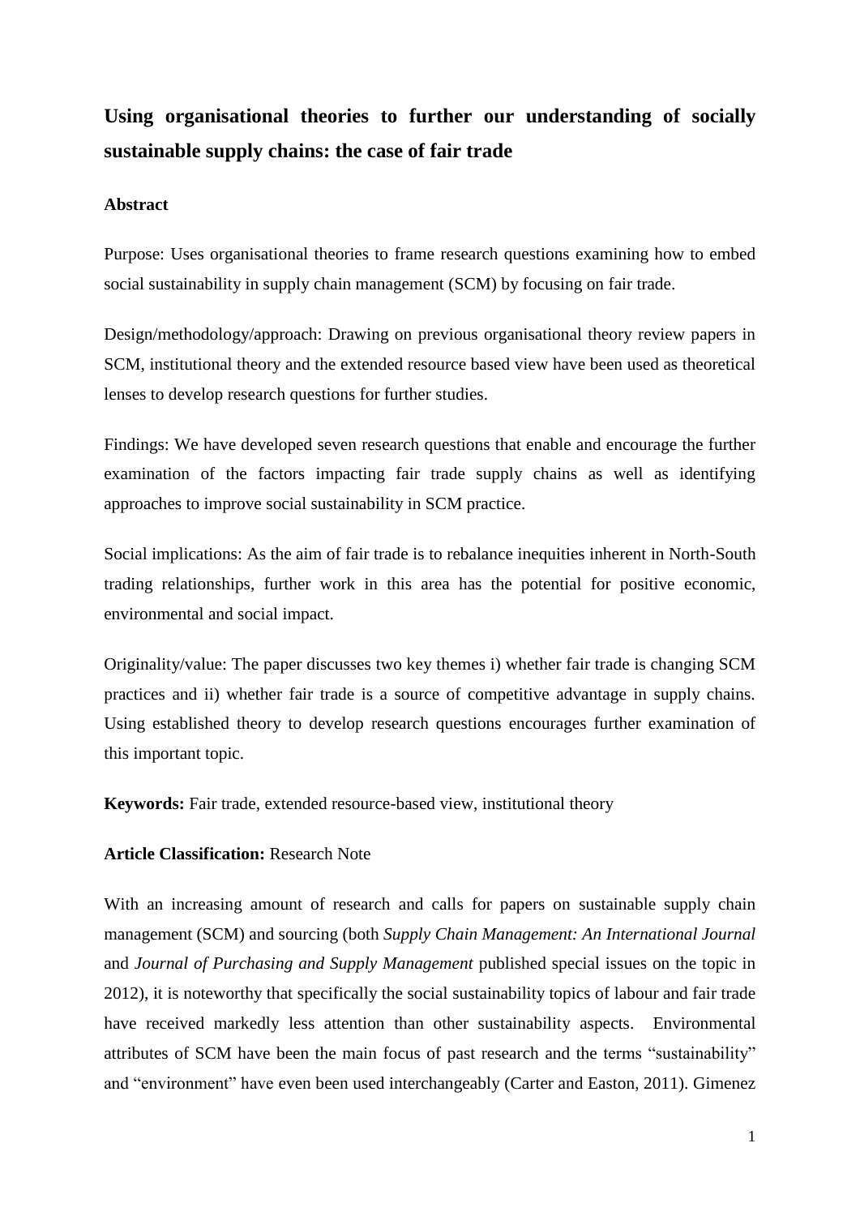# Using organisational theories to further our understanding of socially sustainable supply chains: the case of fair trade

## Abstract

Purpose: Uses organisational theories to frame research questions examining how to embed social sustainability in supply chain management (SCM) by focusing on fair trade.

Design/methodology/approach: Drawing on previous organisational theory review papers in SCM, institutional theory and the extended resource based view have been used as theoretical lenses to develop research questions for further studies.

Findings: We have developed seven research questions that enable and encourage the further examination of the factors impacting fair trade supply chains as well as identifying approaches to improve social sustainability in SCM practice.

Social implications: As the aim of fair trade is to rebalance inequities inherent in North-South trading relationships, further work in this area has the potential for positive economic, environmental and social impact.

Originality/value: The paper discusses two key themes i) whether fair trade is changing SCM practices and ii) whether fair trade is a source of competitive advantage in supply chains. Using established theory to develop research questions encourages further examination of this important topic.

**Keywords:** Fair trade, extended resource-based view, institutional theory

**Article Classification:** Research Note

With an increasing amount of research and calls for papers on sustainable supply chain management (SCM) and sourcing (both *Supply Chain Management: An International Journal* and *Journal of Purchasing and Supply Management* published special issues on the topic in 2012), it is noteworthy that specifically the social sustainability topics of labour and fair trade have received markedly less attention than other sustainability aspects. Environmental attributes of SCM have been the main focus of past research and the terms "sustainability" and "environment" have even been used interchangeably (Carter and Easton, 2011). Gimenez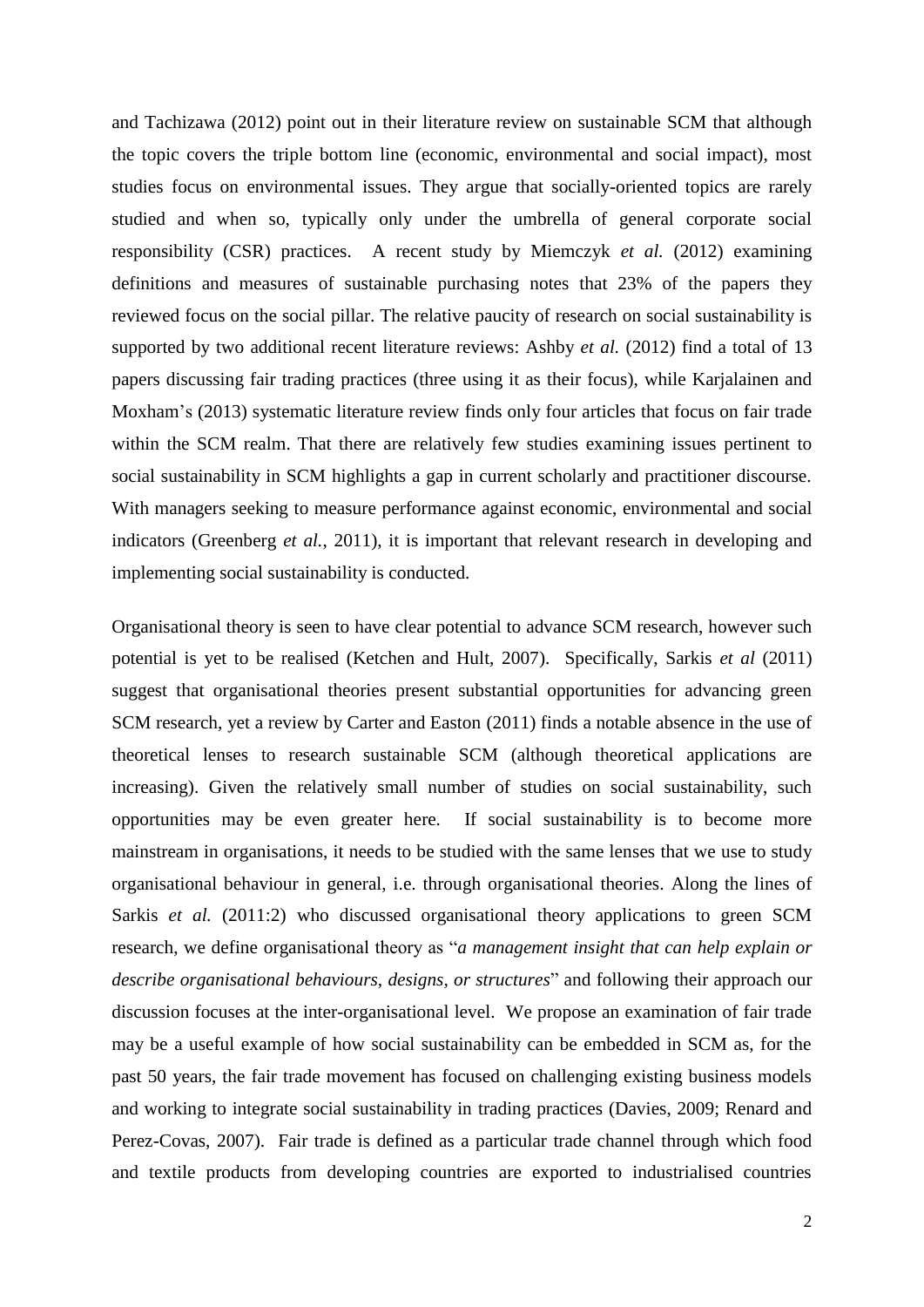and Tachizawa (2012) point out in their literature review on sustainable SCM that although the topic covers the triple bottom line (economic, environmental and social impact), most studies focus on environmental issues. They argue that socially-oriented topics are rarely studied and when so, typically only under the umbrella of general corporate social responsibility (CSR) practices. A recent study by Miemczyk *et al.* (2012) examining definitions and measures of sustainable purchasing notes that 23% of the papers they reviewed focus on the social pillar. The relative paucity of research on social sustainability is supported by two additional recent literature reviews: Ashby *et al.* (2012) find a total of 13 papers discussing fair trading practices (three using it as their focus), while Karjalainen and Moxham's (2013) systematic literature review finds only four articles that focus on fair trade within the SCM realm. That there are relatively few studies examining issues pertinent to social sustainability in SCM highlights a gap in current scholarly and practitioner discourse. With managers seeking to measure performance against economic, environmental and social indicators (Greenberg *et al.*, 2011), it is important that relevant research in developing and implementing social sustainability is conducted.

Organisational theory is seen to have clear potential to advance SCM research, however such potential is yet to be realised (Ketchen and Hult, 2007). Specifically, Sarkis *et al* (2011) suggest that organisational theories present substantial opportunities for advancing green SCM research, yet a review by Carter and Easton (2011) finds a notable absence in the use of theoretical lenses to research sustainable SCM (although theoretical applications are increasing). Given the relatively small number of studies on social sustainability, such opportunities may be even greater here. If social sustainability is to become more mainstream in organisations, it needs to be studied with the same lenses that we use to study organisational behaviour in general, i.e. through organisational theories. Along the lines of Sarkis *et al.* (2011:2) who discussed organisational theory applications to green SCM research, we define organisational theory as "*a management insight that can help explain or describe organisational behaviours, designs, or structures*" and following their approach our discussion focuses at the inter-organisational level. We propose an examination of fair trade may be a useful example of how social sustainability can be embedded in SCM as, for the past 50 years, the fair trade movement has focused on challenging existing business models and working to integrate social sustainability in trading practices (Davies, 2009; Renard and Perez-Covas, 2007). Fair trade is defined as a particular trade channel through which food and textile products from developing countries are exported to industrialised countries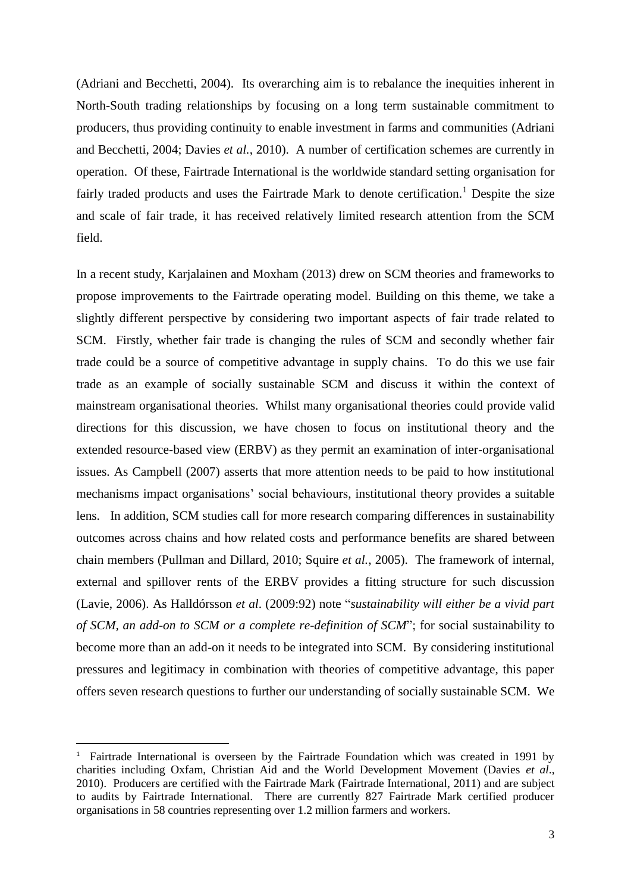(Adriani and Becchetti, 2004). Its overarching aim is to rebalance the inequities inherent in North-South trading relationships by focusing on a long term sustainable commitment to producers, thus providing continuity to enable investment in farms and communities (Adriani and Becchetti, 2004; Davies *et al.*, 2010). A number of certification schemes are currently in operation. Of these, Fairtrade International is the worldwide standard setting organisation for fairly traded products and uses the Fairtrade Mark to denote certification.[1] Despite the size and scale of fair trade, it has received relatively limited research attention from the SCM field.

In a recent study, Karjalainen and Moxham (2013) drew on SCM theories and frameworks to propose improvements to the Fairtrade operating model. Building on this theme, we take a slightly different perspective by considering two important aspects of fair trade related to SCM. Firstly, whether fair trade is changing the rules of SCM and secondly whether fair trade could be a source of competitive advantage in supply chains. To do this we use fair trade as an example of socially sustainable SCM and discuss it within the context of mainstream organisational theories. Whilst many organisational theories could provide valid directions for this discussion, we have chosen to focus on institutional theory and the extended resource-based view (ERBV) as they permit an examination of inter-organisational issues. As Campbell (2007) asserts that more attention needs to be paid to how institutional mechanisms impact organisations' social behaviours, institutional theory provides a suitable lens. In addition, SCM studies call for more research comparing differences in sustainability outcomes across chains and how related costs and performance benefits are shared between chain members (Pullman and Dillard, 2010; Squire *et al.*, 2005). The framework of internal, external and spillover rents of the ERBV provides a fitting structure for such discussion (Lavie, 2006). As Halldórsson *et al.* (2009:92) note "*sustainability will either be a vivid part of SCM, an add-on to SCM or a complete re-definition of SCM*"; for social sustainability to become more than an add-on it needs to be integrated into SCM. By considering institutional pressures and legitimacy in combination with theories of competitive advantage, this paper offers seven research questions to further our understanding of socially sustainable SCM. We

[1] Fairtrade International is overseen by the Fairtrade Foundation which was created in 1991 by charities including Oxfam, Christian Aid and the World Development Movement (Davies *et al.*, 2010). Producers are certified with the Fairtrade Mark (Fairtrade International, 2011) and are subject to audits by Fairtrade International. There are currently 827 Fairtrade Mark certified producer organisations in 58 countries representing over 1.2 million farmers and workers.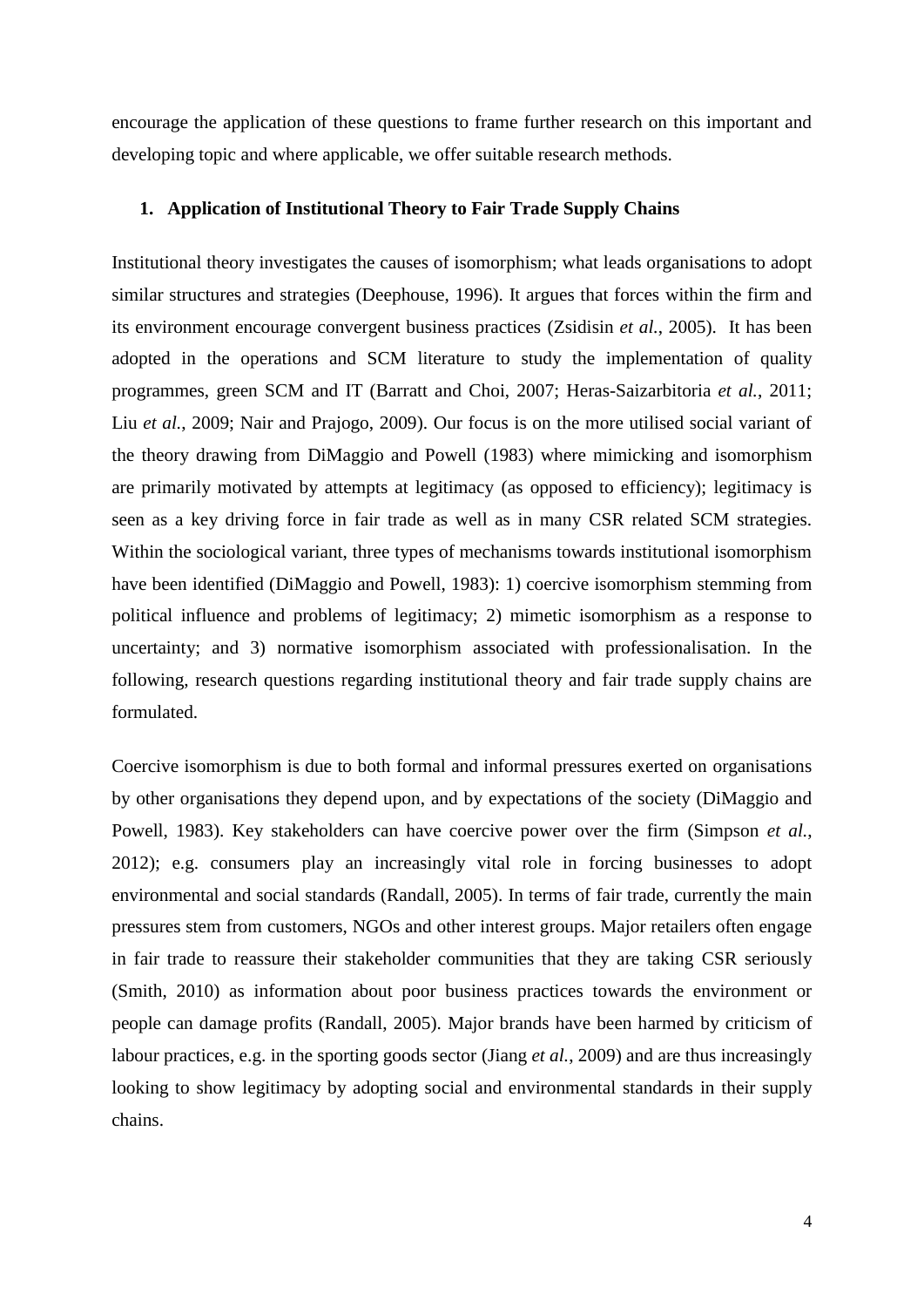encourage the application of these questions to frame further research on this important and developing topic and where applicable, we offer suitable research methods.

## 1. Application of Institutional Theory to Fair Trade Supply Chains

Institutional theory investigates the causes of isomorphism; what leads organisations to adopt similar structures and strategies (Deephouse, 1996). It argues that forces within the firm and its environment encourage convergent business practices (Zsidisin *et al.*, 2005). It has been adopted in the operations and SCM literature to study the implementation of quality programmes, green SCM and IT (Barratt and Choi, 2007; Heras-Saizarbitoria *et al.*, 2011; Liu *et al.*, 2009; Nair and Prajogo, 2009). Our focus is on the more utilised social variant of the theory drawing from DiMaggio and Powell (1983) where mimicking and isomorphism are primarily motivated by attempts at legitimacy (as opposed to efficiency); legitimacy is seen as a key driving force in fair trade as well as in many CSR related SCM strategies. Within the sociological variant, three types of mechanisms towards institutional isomorphism have been identified (DiMaggio and Powell, 1983): 1) coercive isomorphism stemming from political influence and problems of legitimacy; 2) mimetic isomorphism as a response to uncertainty; and 3) normative isomorphism associated with professionalisation. In the following, research questions regarding institutional theory and fair trade supply chains are formulated.

Coercive isomorphism is due to both formal and informal pressures exerted on organisations by other organisations they depend upon, and by expectations of the society (DiMaggio and Powell, 1983). Key stakeholders can have coercive power over the firm (Simpson *et al.*, 2012); e.g. consumers play an increasingly vital role in forcing businesses to adopt environmental and social standards (Randall, 2005). In terms of fair trade, currently the main pressures stem from customers, NGOs and other interest groups. Major retailers often engage in fair trade to reassure their stakeholder communities that they are taking CSR seriously (Smith, 2010) as information about poor business practices towards the environment or people can damage profits (Randall, 2005). Major brands have been harmed by criticism of labour practices, e.g. in the sporting goods sector (Jiang *et al.*, 2009) and are thus increasingly looking to show legitimacy by adopting social and environmental standards in their supply chains.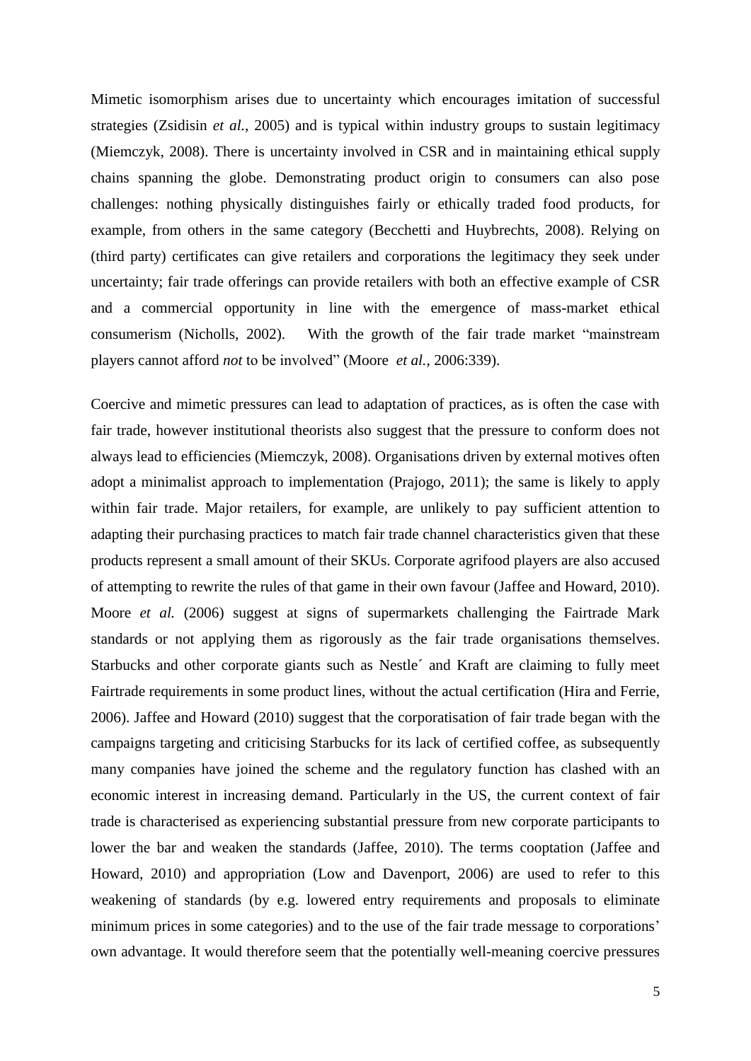Mimetic isomorphism arises due to uncertainty which encourages imitation of successful strategies (Zsidisin *et al.*, 2005) and is typical within industry groups to sustain legitimacy (Miemczyk, 2008). There is uncertainty involved in CSR and in maintaining ethical supply chains spanning the globe. Demonstrating product origin to consumers can also pose challenges: nothing physically distinguishes fairly or ethically traded food products, for example, from others in the same category (Becchetti and Huybrechts, 2008). Relying on (third party) certificates can give retailers and corporations the legitimacy they seek under uncertainty; fair trade offerings can provide retailers with both an effective example of CSR and a commercial opportunity in line with the emergence of mass-market ethical consumerism (Nicholls, 2002). With the growth of the fair trade market "mainstream players cannot afford *not* to be involved" (Moore *et al.*, 2006:339).

Coercive and mimetic pressures can lead to adaptation of practices, as is often the case with fair trade, however institutional theorists also suggest that the pressure to conform does not always lead to efficiencies (Miemczyk, 2008). Organisations driven by external motives often adopt a minimalist approach to implementation (Prajogo, 2011); the same is likely to apply within fair trade. Major retailers, for example, are unlikely to pay sufficient attention to adapting their purchasing practices to match fair trade channel characteristics given that these products represent a small amount of their SKUs. Corporate agrifood players are also accused of attempting to rewrite the rules of that game in their own favour (Jaffee and Howard, 2010). Moore *et al.* (2006) suggest at signs of supermarkets challenging the Fairtrade Mark standards or not applying them as rigorously as the fair trade organisations themselves. Starbucks and other corporate giants such as Nestle´ and Kraft are claiming to fully meet Fairtrade requirements in some product lines, without the actual certification (Hira and Ferrie, 2006). Jaffee and Howard (2010) suggest that the corporatisation of fair trade began with the campaigns targeting and criticising Starbucks for its lack of certified coffee, as subsequently many companies have joined the scheme and the regulatory function has clashed with an economic interest in increasing demand. Particularly in the US, the current context of fair trade is characterised as experiencing substantial pressure from new corporate participants to lower the bar and weaken the standards (Jaffee, 2010). The terms cooptation (Jaffee and Howard, 2010) and appropriation (Low and Davenport, 2006) are used to refer to this weakening of standards (by e.g. lowered entry requirements and proposals to eliminate minimum prices in some categories) and to the use of the fair trade message to corporations' own advantage. It would therefore seem that the potentially well-meaning coercive pressures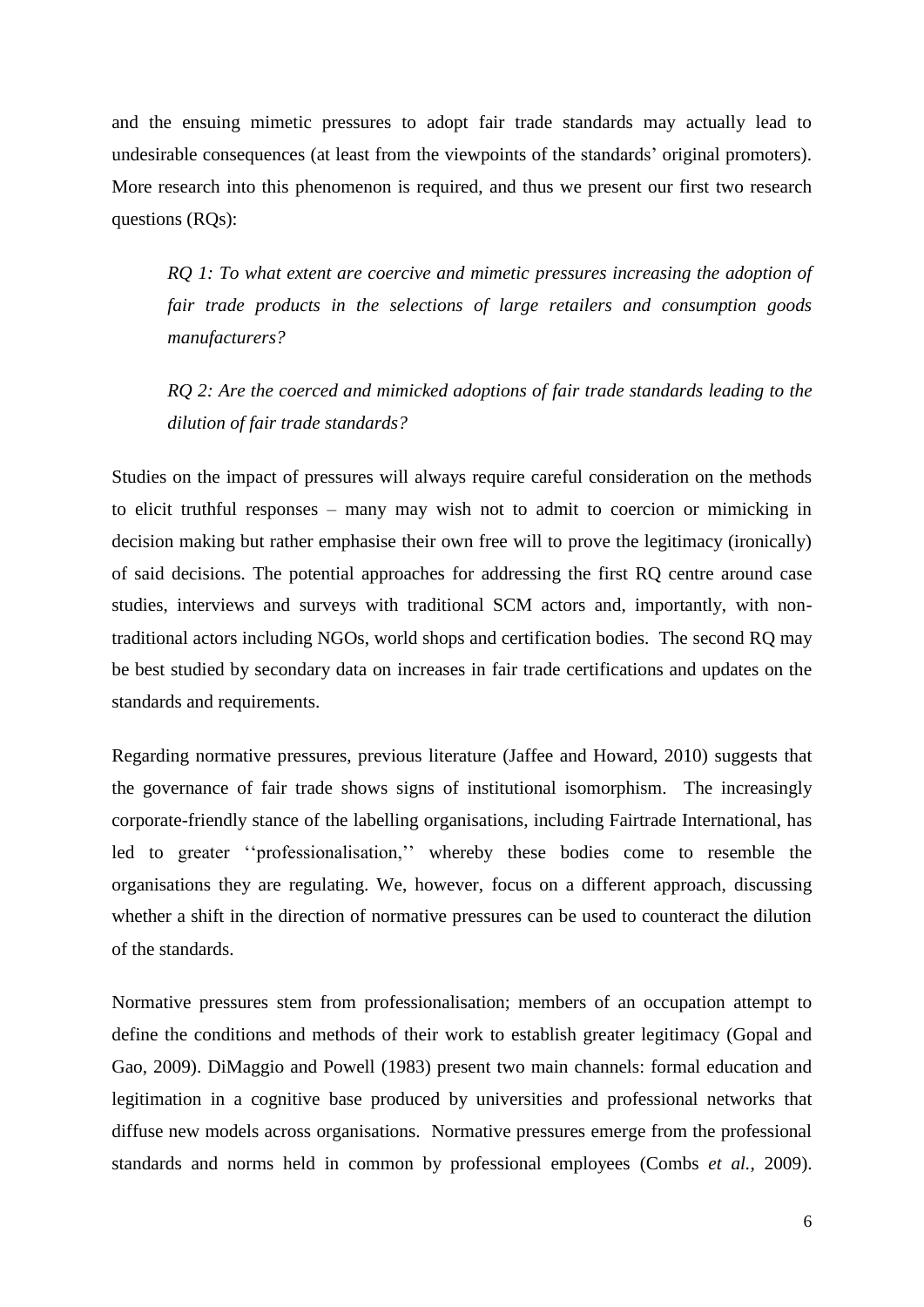and the ensuing mimetic pressures to adopt fair trade standards may actually lead to undesirable consequences (at least from the viewpoints of the standards' original promoters). More research into this phenomenon is required, and thus we present our first two research questions (RQs):

> *RQ 1: To what extent are coercive and mimetic pressures increasing the adoption of fair trade products in the selections of large retailers and consumption goods manufacturers?*

> *RQ 2: Are the coerced and mimicked adoptions of fair trade standards leading to the dilution of fair trade standards?*

Studies on the impact of pressures will always require careful consideration on the methods to elicit truthful responses – many may wish not to admit to coercion or mimicking in decision making but rather emphasise their own free will to prove the legitimacy (ironically) of said decisions. The potential approaches for addressing the first RQ centre around case studies, interviews and surveys with traditional SCM actors and, importantly, with non-traditional actors including NGOs, world shops and certification bodies. The second RQ may be best studied by secondary data on increases in fair trade certifications and updates on the standards and requirements.

Regarding normative pressures, previous literature (Jaffee and Howard, 2010) suggests that the governance of fair trade shows signs of institutional isomorphism. The increasingly corporate-friendly stance of the labelling organisations, including Fairtrade International, has led to greater ''professionalisation,'' whereby these bodies come to resemble the organisations they are regulating. We, however, focus on a different approach, discussing whether a shift in the direction of normative pressures can be used to counteract the dilution of the standards.

Normative pressures stem from professionalisation; members of an occupation attempt to define the conditions and methods of their work to establish greater legitimacy (Gopal and Gao, 2009). DiMaggio and Powell (1983) present two main channels: formal education and legitimation in a cognitive base produced by universities and professional networks that diffuse new models across organisations. Normative pressures emerge from the professional standards and norms held in common by professional employees (Combs *et al.*, 2009).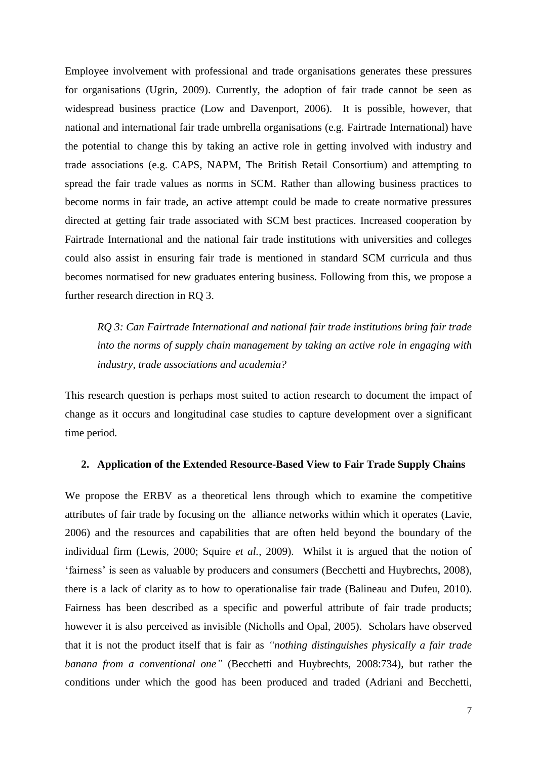Employee involvement with professional and trade organisations generates these pressures for organisations (Ugrin, 2009). Currently, the adoption of fair trade cannot be seen as widespread business practice (Low and Davenport, 2006). It is possible, however, that national and international fair trade umbrella organisations (e.g. Fairtrade International) have the potential to change this by taking an active role in getting involved with industry and trade associations (e.g. CAPS, NAPM, The British Retail Consortium) and attempting to spread the fair trade values as norms in SCM. Rather than allowing business practices to become norms in fair trade, an active attempt could be made to create normative pressures directed at getting fair trade associated with SCM best practices. Increased cooperation by Fairtrade International and the national fair trade institutions with universities and colleges could also assist in ensuring fair trade is mentioned in standard SCM curricula and thus becomes normatised for new graduates entering business. Following from this, we propose a further research direction in RQ 3.

> *RQ 3: Can Fairtrade International and national fair trade institutions bring fair trade into the norms of supply chain management by taking an active role in engaging with industry, trade associations and academia?*

This research question is perhaps most suited to action research to document the impact of change as it occurs and longitudinal case studies to capture development over a significant time period.

## 2. Application of the Extended Resource-Based View to Fair Trade Supply Chains

We propose the ERBV as a theoretical lens through which to examine the competitive attributes of fair trade by focusing on the alliance networks within which it operates (Lavie, 2006) and the resources and capabilities that are often held beyond the boundary of the individual firm (Lewis, 2000; Squire *et al.*, 2009). Whilst it is argued that the notion of 'fairness' is seen as valuable by producers and consumers (Becchetti and Huybrechts, 2008), there is a lack of clarity as to how to operationalise fair trade (Balineau and Dufeu, 2010). Fairness has been described as a specific and powerful attribute of fair trade products; however it is also perceived as invisible (Nicholls and Opal, 2005). Scholars have observed that it is not the product itself that is fair as *"nothing distinguishes physically a fair trade banana from a conventional one"* (Becchetti and Huybrechts, 2008:734), but rather the conditions under which the good has been produced and traded (Adriani and Becchetti,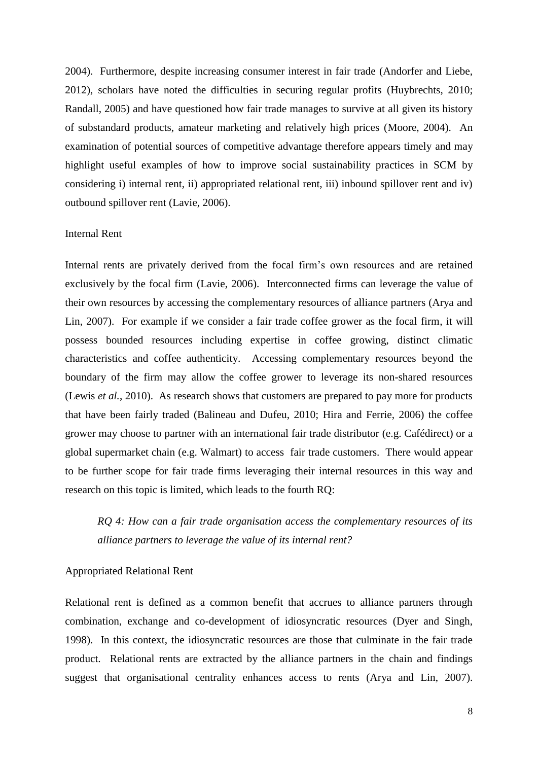2004). Furthermore, despite increasing consumer interest in fair trade (Andorfer and Liebe, 2012), scholars have noted the difficulties in securing regular profits (Huybrechts, 2010; Randall, 2005) and have questioned how fair trade manages to survive at all given its history of substandard products, amateur marketing and relatively high prices (Moore, 2004). An examination of potential sources of competitive advantage therefore appears timely and may highlight useful examples of how to improve social sustainability practices in SCM by considering i) internal rent, ii) appropriated relational rent, iii) inbound spillover rent and iv) outbound spillover rent (Lavie, 2006).

### Internal Rent

Internal rents are privately derived from the focal firm's own resources and are retained exclusively by the focal firm (Lavie, 2006). Interconnected firms can leverage the value of their own resources by accessing the complementary resources of alliance partners (Arya and Lin, 2007). For example if we consider a fair trade coffee grower as the focal firm, it will possess bounded resources including expertise in coffee growing, distinct climatic characteristics and coffee authenticity. Accessing complementary resources beyond the boundary of the firm may allow the coffee grower to leverage its non-shared resources (Lewis *et al.*, 2010). As research shows that customers are prepared to pay more for products that have been fairly traded (Balineau and Dufeu, 2010; Hira and Ferrie, 2006) the coffee grower may choose to partner with an international fair trade distributor (e.g. Cafédirect) or a global supermarket chain (e.g. Walmart) to access fair trade customers. There would appear to be further scope for fair trade firms leveraging their internal resources in this way and research on this topic is limited, which leads to the fourth RQ:

> *RQ 4: How can a fair trade organisation access the complementary resources of its alliance partners to leverage the value of its internal rent?*

### Appropriated Relational Rent

Relational rent is defined as a common benefit that accrues to alliance partners through combination, exchange and co-development of idiosyncratic resources (Dyer and Singh, 1998). In this context, the idiosyncratic resources are those that culminate in the fair trade product. Relational rents are extracted by the alliance partners in the chain and findings suggest that organisational centrality enhances access to rents (Arya and Lin, 2007).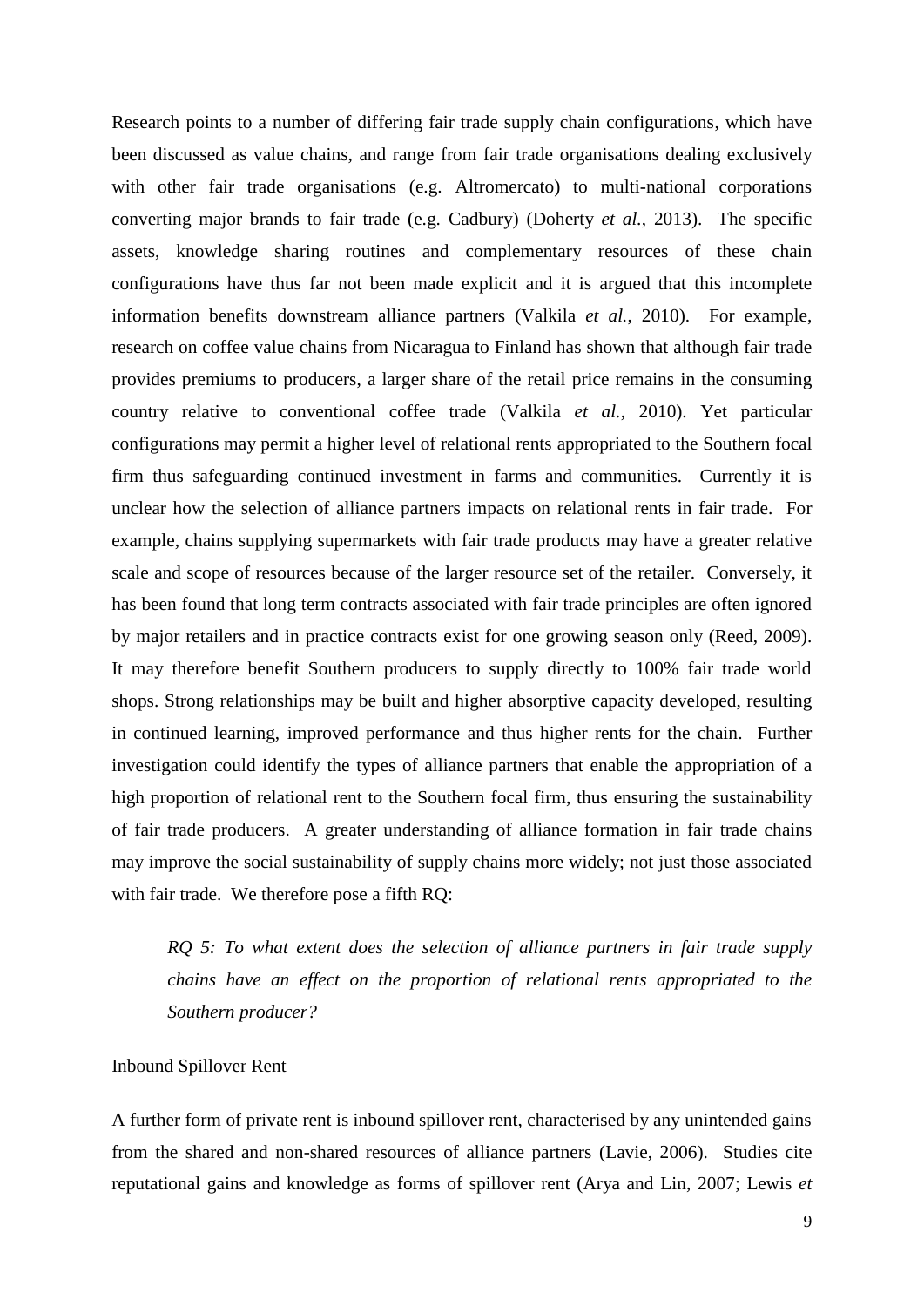Research points to a number of differing fair trade supply chain configurations, which have been discussed as value chains, and range from fair trade organisations dealing exclusively with other fair trade organisations (e.g. Altromercato) to multi-national corporations converting major brands to fair trade (e.g. Cadbury) (Doherty *et al.*, 2013). The specific assets, knowledge sharing routines and complementary resources of these chain configurations have thus far not been made explicit and it is argued that this incomplete information benefits downstream alliance partners (Valkila *et al.*, 2010). For example, research on coffee value chains from Nicaragua to Finland has shown that although fair trade provides premiums to producers, a larger share of the retail price remains in the consuming country relative to conventional coffee trade (Valkila *et al.*, 2010). Yet particular configurations may permit a higher level of relational rents appropriated to the Southern focal firm thus safeguarding continued investment in farms and communities. Currently it is unclear how the selection of alliance partners impacts on relational rents in fair trade. For example, chains supplying supermarkets with fair trade products may have a greater relative scale and scope of resources because of the larger resource set of the retailer. Conversely, it has been found that long term contracts associated with fair trade principles are often ignored by major retailers and in practice contracts exist for one growing season only (Reed, 2009). It may therefore benefit Southern producers to supply directly to 100% fair trade world shops. Strong relationships may be built and higher absorptive capacity developed, resulting in continued learning, improved performance and thus higher rents for the chain. Further investigation could identify the types of alliance partners that enable the appropriation of a high proportion of relational rent to the Southern focal firm, thus ensuring the sustainability of fair trade producers. A greater understanding of alliance formation in fair trade chains may improve the social sustainability of supply chains more widely; not just those associated with fair trade. We therefore pose a fifth RQ:

> *RQ 5: To what extent does the selection of alliance partners in fair trade supply chains have an effect on the proportion of relational rents appropriated to the Southern producer?*

Inbound Spillover Rent

A further form of private rent is inbound spillover rent, characterised by any unintended gains from the shared and non-shared resources of alliance partners (Lavie, 2006). Studies cite reputational gains and knowledge as forms of spillover rent (Arya and Lin, 2007; Lewis *et*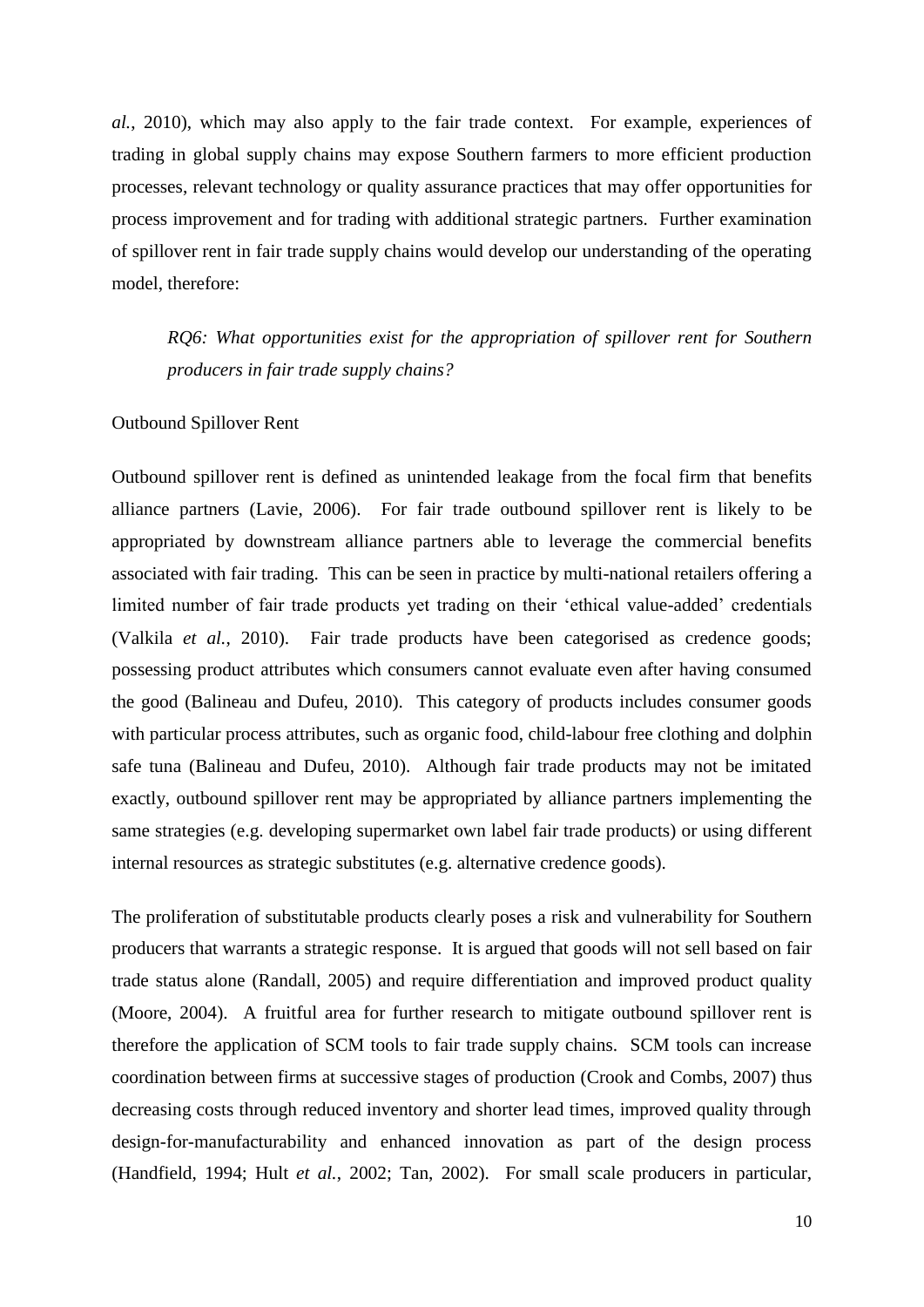*al.*, 2010), which may also apply to the fair trade context. For example, experiences of trading in global supply chains may expose Southern farmers to more efficient production processes, relevant technology or quality assurance practices that may offer opportunities for process improvement and for trading with additional strategic partners. Further examination of spillover rent in fair trade supply chains would develop our understanding of the operating model, therefore:

> *RQ6: What opportunities exist for the appropriation of spillover rent for Southern producers in fair trade supply chains?*

Outbound Spillover Rent

Outbound spillover rent is defined as unintended leakage from the focal firm that benefits alliance partners (Lavie, 2006). For fair trade outbound spillover rent is likely to be appropriated by downstream alliance partners able to leverage the commercial benefits associated with fair trading. This can be seen in practice by multi-national retailers offering a limited number of fair trade products yet trading on their 'ethical value-added' credentials (Valkila *et al.*, 2010). Fair trade products have been categorised as credence goods; possessing product attributes which consumers cannot evaluate even after having consumed the good (Balineau and Dufeu, 2010). This category of products includes consumer goods with particular process attributes, such as organic food, child-labour free clothing and dolphin safe tuna (Balineau and Dufeu, 2010). Although fair trade products may not be imitated exactly, outbound spillover rent may be appropriated by alliance partners implementing the same strategies (e.g. developing supermarket own label fair trade products) or using different internal resources as strategic substitutes (e.g. alternative credence goods).

The proliferation of substitutable products clearly poses a risk and vulnerability for Southern producers that warrants a strategic response. It is argued that goods will not sell based on fair trade status alone (Randall, 2005) and require differentiation and improved product quality (Moore, 2004). A fruitful area for further research to mitigate outbound spillover rent is therefore the application of SCM tools to fair trade supply chains. SCM tools can increase coordination between firms at successive stages of production (Crook and Combs, 2007) thus decreasing costs through reduced inventory and shorter lead times, improved quality through design-for-manufacturability and enhanced innovation as part of the design process (Handfield, 1994; Hult *et al.*, 2002; Tan, 2002). For small scale producers in particular,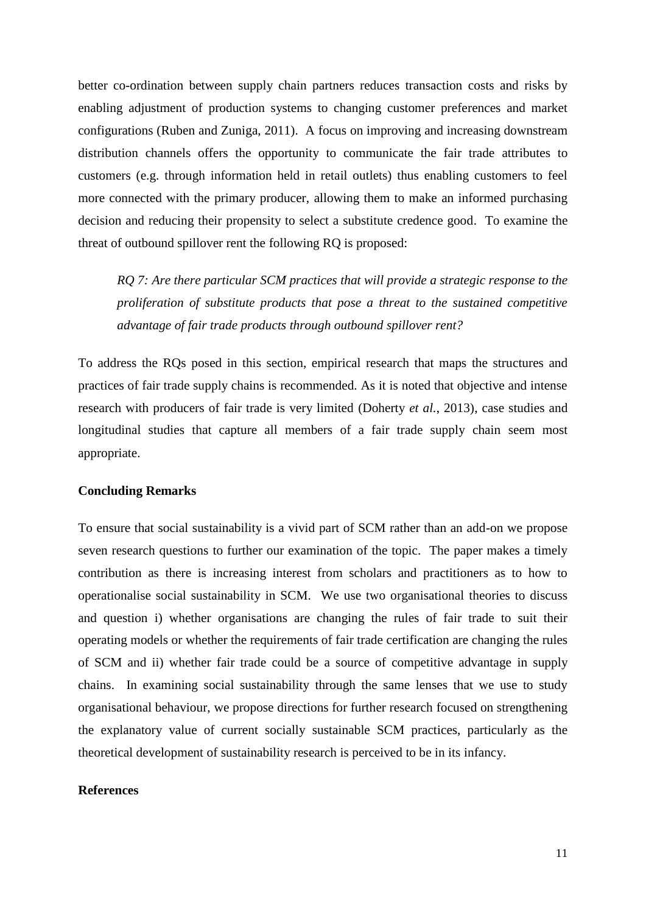better co-ordination between supply chain partners reduces transaction costs and risks by enabling adjustment of production systems to changing customer preferences and market configurations (Ruben and Zuniga, 2011). A focus on improving and increasing downstream distribution channels offers the opportunity to communicate the fair trade attributes to customers (e.g. through information held in retail outlets) thus enabling customers to feel more connected with the primary producer, allowing them to make an informed purchasing decision and reducing their propensity to select a substitute credence good. To examine the threat of outbound spillover rent the following RQ is proposed:

> *RQ 7: Are there particular SCM practices that will provide a strategic response to the proliferation of substitute products that pose a threat to the sustained competitive advantage of fair trade products through outbound spillover rent?*

To address the RQs posed in this section, empirical research that maps the structures and practices of fair trade supply chains is recommended. As it is noted that objective and intense research with producers of fair trade is very limited (Doherty *et al.*, 2013), case studies and longitudinal studies that capture all members of a fair trade supply chain seem most appropriate.

## Concluding Remarks

To ensure that social sustainability is a vivid part of SCM rather than an add-on we propose seven research questions to further our examination of the topic. The paper makes a timely contribution as there is increasing interest from scholars and practitioners as to how to operationalise social sustainability in SCM. We use two organisational theories to discuss and question i) whether organisations are changing the rules of fair trade to suit their operating models or whether the requirements of fair trade certification are changing the rules of SCM and ii) whether fair trade could be a source of competitive advantage in supply chains. In examining social sustainability through the same lenses that we use to study organisational behaviour, we propose directions for further research focused on strengthening the explanatory value of current socially sustainable SCM practices, particularly as the theoretical development of sustainability research is perceived to be in its infancy.

## References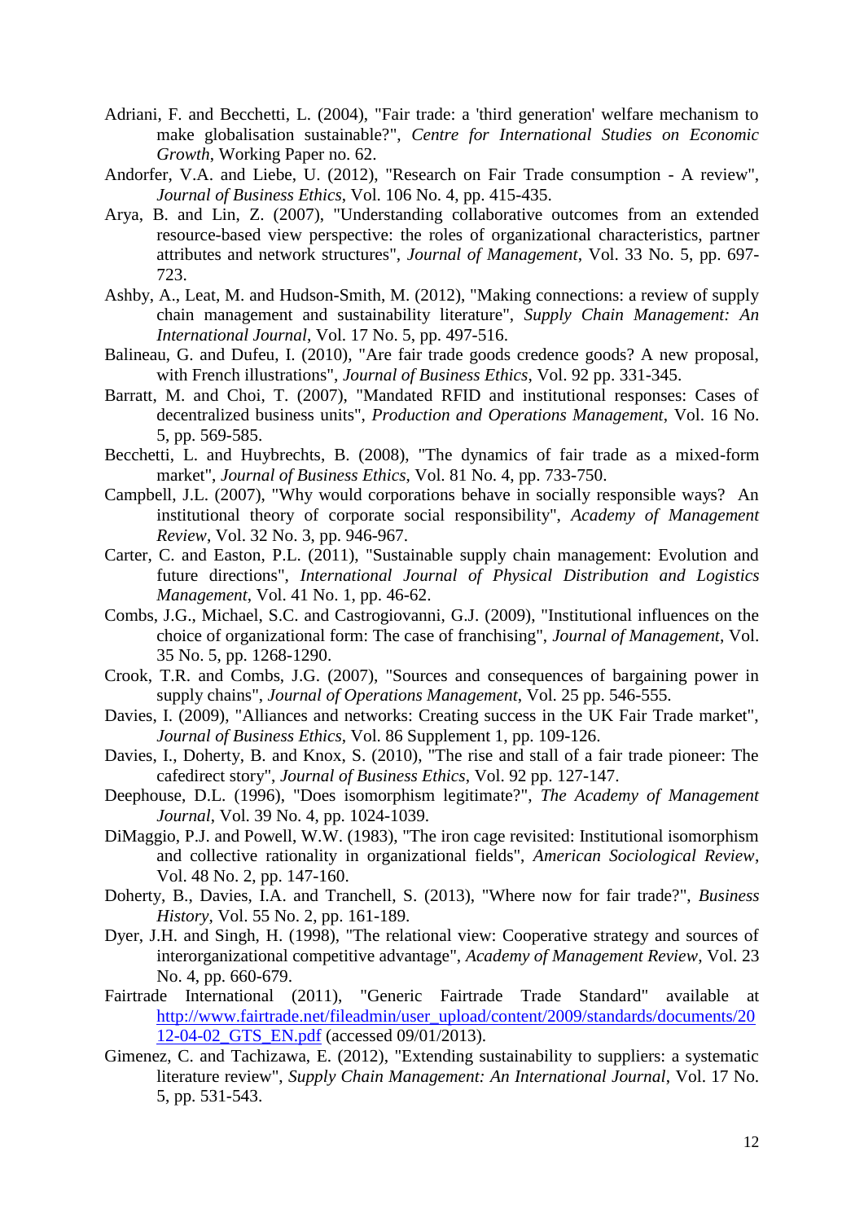Adriani, F. and Becchetti, L. (2004), "Fair trade: a 'third generation' welfare mechanism to make globalisation sustainable?", *Centre for International Studies on Economic Growth*, Working Paper no. 62.

Andorfer, V.A. and Liebe, U. (2012), "Research on Fair Trade consumption - A review", *Journal of Business Ethics*, Vol. 106 No. 4, pp. 415-435.

Arya, B. and Lin, Z. (2007), "Understanding collaborative outcomes from an extended resource-based view perspective: the roles of organizational characteristics, partner attributes and network structures", *Journal of Management*, Vol. 33 No. 5, pp. 697-723.

Ashby, A., Leat, M. and Hudson-Smith, M. (2012), "Making connections: a review of supply chain management and sustainability literature", *Supply Chain Management: An International Journal*, Vol. 17 No. 5, pp. 497-516.

Balineau, G. and Dufeu, I. (2010), "Are fair trade goods credence goods? A new proposal, with French illustrations", *Journal of Business Ethics*, Vol. 92 pp. 331-345.

Barratt, M. and Choi, T. (2007), "Mandated RFID and institutional responses: Cases of decentralized business units", *Production and Operations Management*, Vol. 16 No. 5, pp. 569-585.

Becchetti, L. and Huybrechts, B. (2008), "The dynamics of fair trade as a mixed-form market", *Journal of Business Ethics*, Vol. 81 No. 4, pp. 733-750.

Campbell, J.L. (2007), "Why would corporations behave in socially responsible ways? An institutional theory of corporate social responsibility", *Academy of Management Review*, Vol. 32 No. 3, pp. 946-967.

Carter, C. and Easton, P.L. (2011), "Sustainable supply chain management: Evolution and future directions", *International Journal of Physical Distribution and Logistics Management*, Vol. 41 No. 1, pp. 46-62.

Combs, J.G., Michael, S.C. and Castrogiovanni, G.J. (2009), "Institutional influences on the choice of organizational form: The case of franchising", *Journal of Management*, Vol. 35 No. 5, pp. 1268-1290.

Crook, T.R. and Combs, J.G. (2007), "Sources and consequences of bargaining power in supply chains", *Journal of Operations Management*, Vol. 25 pp. 546-555.

Davies, I. (2009), "Alliances and networks: Creating success in the UK Fair Trade market", *Journal of Business Ethics*, Vol. 86 Supplement 1, pp. 109-126.

Davies, I., Doherty, B. and Knox, S. (2010), "The rise and stall of a fair trade pioneer: The cafedirect story", *Journal of Business Ethics*, Vol. 92 pp. 127-147.

Deephouse, D.L. (1996), "Does isomorphism legitimate?", *The Academy of Management Journal*, Vol. 39 No. 4, pp. 1024-1039.

DiMaggio, P.J. and Powell, W.W. (1983), "The iron cage revisited: Institutional isomorphism and collective rationality in organizational fields", *American Sociological Review*, Vol. 48 No. 2, pp. 147-160.

Doherty, B., Davies, I.A. and Tranchell, S. (2013), "Where now for fair trade?", *Business History*, Vol. 55 No. 2, pp. 161-189.

Dyer, J.H. and Singh, H. (1998), "The relational view: Cooperative strategy and sources of interorganizational competitive advantage", *Academy of Management Review*, Vol. 23 No. 4, pp. 660-679.

Fairtrade International (2011), "Generic Fairtrade Trade Standard" available at http://www.fairtrade.net/fileadmin/user_upload/content/2009/standards/documents/2012-04-02_GTS_EN.pdf (accessed 09/01/2013).

Gimenez, C. and Tachizawa, E. (2012), "Extending sustainability to suppliers: a systematic literature review", *Supply Chain Management: An International Journal*, Vol. 17 No. 5, pp. 531-543.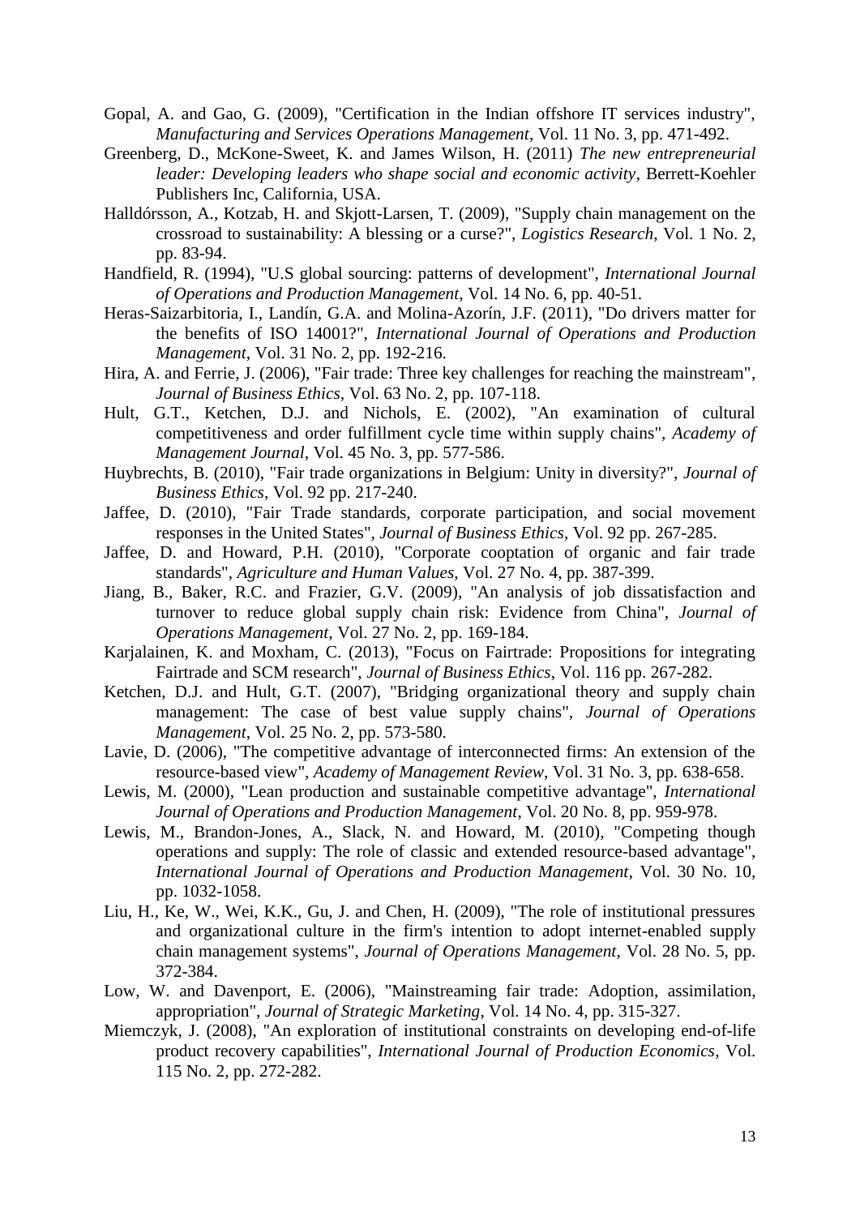Gopal, A. and Gao, G. (2009), "Certification in the Indian offshore IT services industry", *Manufacturing and Services Operations Management*, Vol. 11 No. 3, pp. 471-492.

Greenberg, D., McKone-Sweet, K. and James Wilson, H. (2011) *The new entrepreneurial leader: Developing leaders who shape social and economic activity*, Berrett-Koehler Publishers Inc, California, USA.

Halldórsson, A., Kotzab, H. and Skjott-Larsen, T. (2009), "Supply chain management on the crossroad to sustainability: A blessing or a curse?", *Logistics Research*, Vol. 1 No. 2, pp. 83-94.

Handfield, R. (1994), "U.S global sourcing: patterns of development", *International Journal of Operations and Production Management*, Vol. 14 No. 6, pp. 40-51.

Heras-Saizarbitoria, I., Landín, G.A. and Molina-Azorín, J.F. (2011), "Do drivers matter for the benefits of ISO 14001?", *International Journal of Operations and Production Management*, Vol. 31 No. 2, pp. 192-216.

Hira, A. and Ferrie, J. (2006), "Fair trade: Three key challenges for reaching the mainstream", *Journal of Business Ethics*, Vol. 63 No. 2, pp. 107-118.

Hult, G.T., Ketchen, D.J. and Nichols, E. (2002), "An examination of cultural competitiveness and order fulfillment cycle time within supply chains", *Academy of Management Journal*, Vol. 45 No. 3, pp. 577-586.

Huybrechts, B. (2010), "Fair trade organizations in Belgium: Unity in diversity?", *Journal of Business Ethics*, Vol. 92 pp. 217-240.

Jaffee, D. (2010), "Fair Trade standards, corporate participation, and social movement responses in the United States", *Journal of Business Ethics*, Vol. 92 pp. 267-285.

Jaffee, D. and Howard, P.H. (2010), "Corporate cooptation of organic and fair trade standards", *Agriculture and Human Values*, Vol. 27 No. 4, pp. 387-399.

Jiang, B., Baker, R.C. and Frazier, G.V. (2009), "An analysis of job dissatisfaction and turnover to reduce global supply chain risk: Evidence from China", *Journal of Operations Management*, Vol. 27 No. 2, pp. 169-184.

Karjalainen, K. and Moxham, C. (2013), "Focus on Fairtrade: Propositions for integrating Fairtrade and SCM research", *Journal of Business Ethics*, Vol. 116 pp. 267-282.

Ketchen, D.J. and Hult, G.T. (2007), "Bridging organizational theory and supply chain management: The case of best value supply chains", *Journal of Operations Management*, Vol. 25 No. 2, pp. 573-580.

Lavie, D. (2006), "The competitive advantage of interconnected firms: An extension of the resource-based view", *Academy of Management Review*, Vol. 31 No. 3, pp. 638-658.

Lewis, M. (2000), "Lean production and sustainable competitive advantage", *International Journal of Operations and Production Management*, Vol. 20 No. 8, pp. 959-978.

Lewis, M., Brandon-Jones, A., Slack, N. and Howard, M. (2010), "Competing though operations and supply: The role of classic and extended resource-based advantage", *International Journal of Operations and Production Management*, Vol. 30 No. 10, pp. 1032-1058.

Liu, H., Ke, W., Wei, K.K., Gu, J. and Chen, H. (2009), "The role of institutional pressures and organizational culture in the firm's intention to adopt internet-enabled supply chain management systems", *Journal of Operations Management*, Vol. 28 No. 5, pp. 372-384.

Low, W. and Davenport, E. (2006), "Mainstreaming fair trade: Adoption, assimilation, appropriation", *Journal of Strategic Marketing*, Vol. 14 No. 4, pp. 315-327.

Miemczyk, J. (2008), "An exploration of institutional constraints on developing end-of-life product recovery capabilities", *International Journal of Production Economics*, Vol. 115 No. 2, pp. 272-282.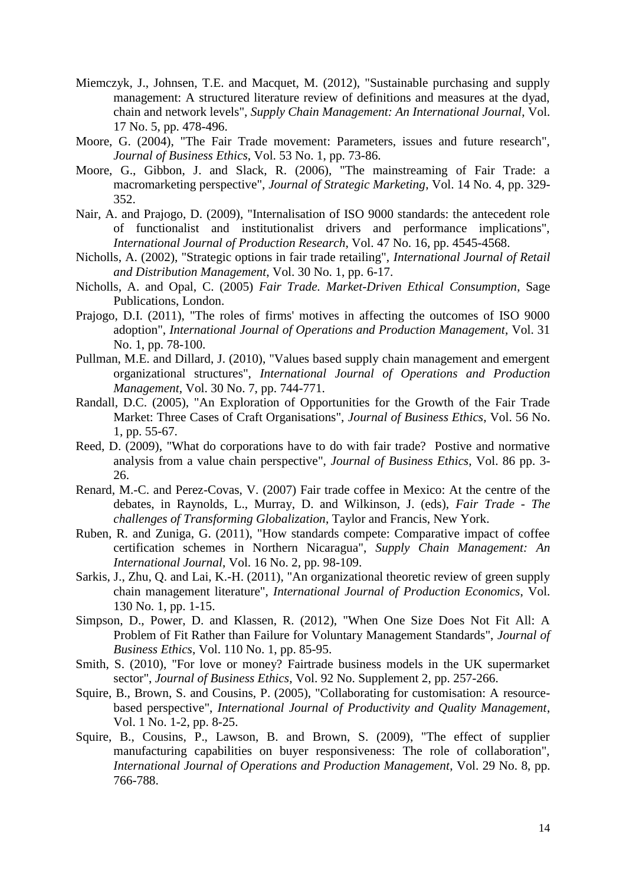Miemczyk, J., Johnsen, T.E. and Macquet, M. (2012), "Sustainable purchasing and supply management: A structured literature review of definitions and measures at the dyad, chain and network levels", *Supply Chain Management: An International Journal*, Vol. 17 No. 5, pp. 478-496.

Moore, G. (2004), "The Fair Trade movement: Parameters, issues and future research", *Journal of Business Ethics*, Vol. 53 No. 1, pp. 73-86.

Moore, G., Gibbon, J. and Slack, R. (2006), "The mainstreaming of Fair Trade: a macromarketing perspective", *Journal of Strategic Marketing*, Vol. 14 No. 4, pp. 329-352.

Nair, A. and Prajogo, D. (2009), "Internalisation of ISO 9000 standards: the antecedent role of functionalist and institutionalist drivers and performance implications", *International Journal of Production Research*, Vol. 47 No. 16, pp. 4545-4568.

Nicholls, A. (2002), "Strategic options in fair trade retailing", *International Journal of Retail and Distribution Management*, Vol. 30 No. 1, pp. 6-17.

Nicholls, A. and Opal, C. (2005) *Fair Trade. Market-Driven Ethical Consumption*, Sage Publications, London.

Prajogo, D.I. (2011), "The roles of firms' motives in affecting the outcomes of ISO 9000 adoption", *International Journal of Operations and Production Management*, Vol. 31 No. 1, pp. 78-100.

Pullman, M.E. and Dillard, J. (2010), "Values based supply chain management and emergent organizational structures", *International Journal of Operations and Production Management*, Vol. 30 No. 7, pp. 744-771.

Randall, D.C. (2005), "An Exploration of Opportunities for the Growth of the Fair Trade Market: Three Cases of Craft Organisations", *Journal of Business Ethics*, Vol. 56 No. 1, pp. 55-67.

Reed, D. (2009), "What do corporations have to do with fair trade? Postive and normative analysis from a value chain perspective", *Journal of Business Ethics*, Vol. 86 pp. 3-26.

Renard, M.-C. and Perez-Covas, V. (2007) Fair trade coffee in Mexico: At the centre of the debates, in Raynolds, L., Murray, D. and Wilkinson, J. (eds), *Fair Trade - The challenges of Transforming Globalization*, Taylor and Francis, New York.

Ruben, R. and Zuniga, G. (2011), "How standards compete: Comparative impact of coffee certification schemes in Northern Nicaragua", *Supply Chain Management: An International Journal*, Vol. 16 No. 2, pp. 98-109.

Sarkis, J., Zhu, Q. and Lai, K.-H. (2011), "An organizational theoretic review of green supply chain management literature", *International Journal of Production Economics*, Vol. 130 No. 1, pp. 1-15.

Simpson, D., Power, D. and Klassen, R. (2012), "When One Size Does Not Fit All: A Problem of Fit Rather than Failure for Voluntary Management Standards", *Journal of Business Ethics*, Vol. 110 No. 1, pp. 85-95.

Smith, S. (2010), "For love or money? Fairtrade business models in the UK supermarket sector", *Journal of Business Ethics*, Vol. 92 No. Supplement 2, pp. 257-266.

Squire, B., Brown, S. and Cousins, P. (2005), "Collaborating for customisation: A resource-based perspective", *International Journal of Productivity and Quality Management*, Vol. 1 No. 1-2, pp. 8-25.

Squire, B., Cousins, P., Lawson, B. and Brown, S. (2009), "The effect of supplier manufacturing capabilities on buyer responsiveness: The role of collaboration", *International Journal of Operations and Production Management*, Vol. 29 No. 8, pp. 766-788.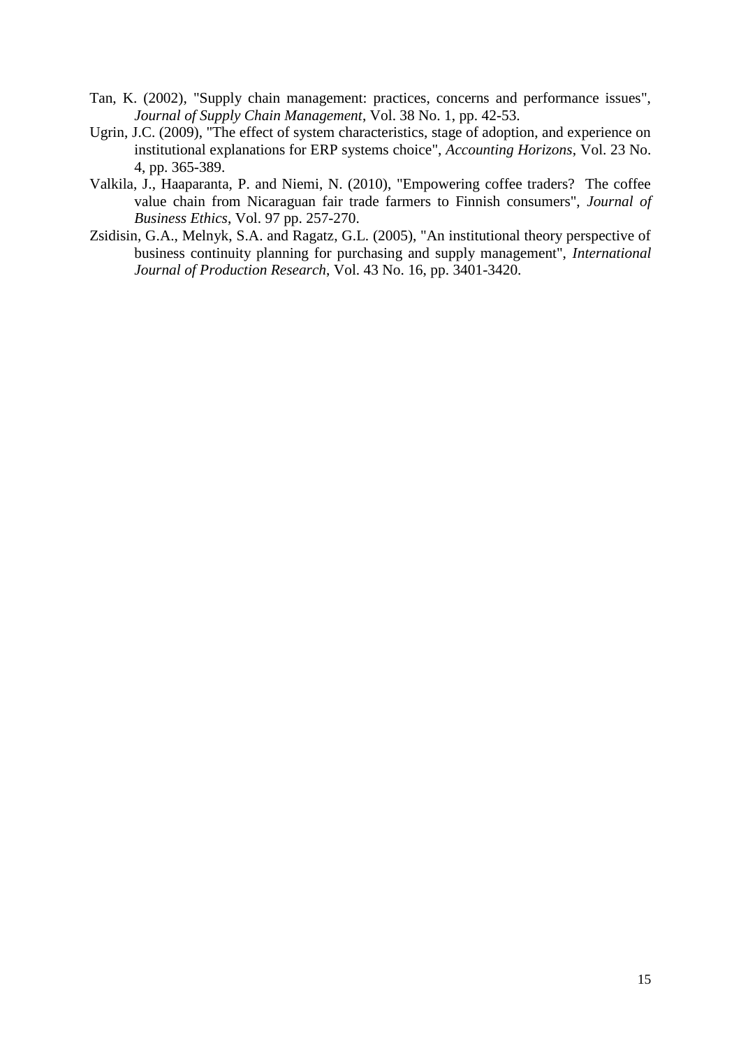Tan, K. (2002), "Supply chain management: practices, concerns and performance issues", *Journal of Supply Chain Management*, Vol. 38 No. 1, pp. 42-53.

Ugrin, J.C. (2009), "The effect of system characteristics, stage of adoption, and experience on institutional explanations for ERP systems choice", *Accounting Horizons*, Vol. 23 No. 4, pp. 365-389.

Valkila, J., Haaparanta, P. and Niemi, N. (2010), "Empowering coffee traders? The coffee value chain from Nicaraguan fair trade farmers to Finnish consumers", *Journal of Business Ethics*, Vol. 97 pp. 257-270.

Zsidisin, G.A., Melnyk, S.A. and Ragatz, G.L. (2005), "An institutional theory perspective of business continuity planning for purchasing and supply management", *International Journal of Production Research*, Vol. 43 No. 16, pp. 3401-3420.